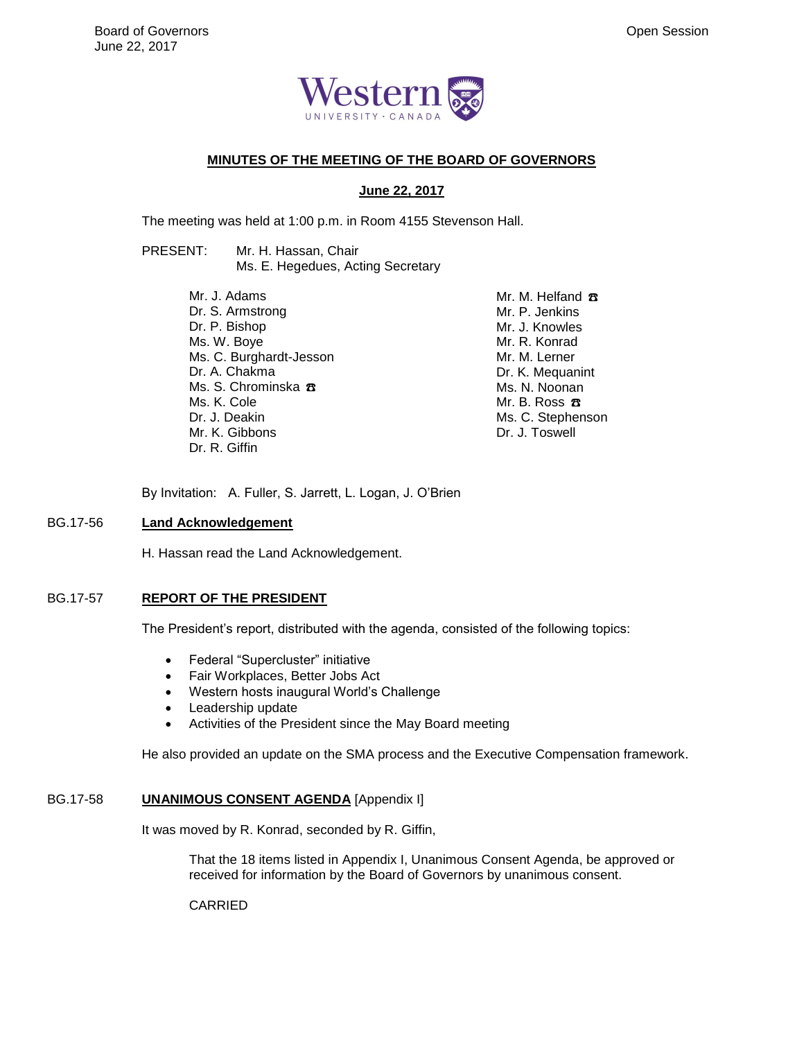Board of Governors
June 22, 2017

Open Session

Western UNIVERSITY · CANADA

## MINUTES OF THE MEETING OF THE BOARD OF GOVERNORS

**June 22, 2017**

The meeting was held at 1:00 p.m. in Room 4155 Stevenson Hall.

PRESENT: Mr. H. Hassan, Chair
Ms. E. Hegedues, Acting Secretary

Mr. J. Adams
Dr. S. Armstrong
Dr. P. Bishop
Ms. W. Boye
Ms. C. Burghardt-Jesson
Dr. A. Chakma
Ms. S. Chrominska ☎
Ms. K. Cole
Dr. J. Deakin
Mr. K. Gibbons
Dr. R. Giffin
Mr. M. Helfand ☎
Mr. P. Jenkins
Mr. J. Knowles
Mr. R. Konrad
Mr. M. Lerner
Dr. K. Mequanint
Ms. N. Noonan
Mr. B. Ross ☎
Ms. C. Stephenson
Dr. J. Toswell

By Invitation: A. Fuller, S. Jarrett, L. Logan, J. O'Brien

### BG.17-56 Land Acknowledgement

H. Hassan read the Land Acknowledgement.

### BG.17-57 REPORT OF THE PRESIDENT

The President's report, distributed with the agenda, consisted of the following topics:

- Federal "Supercluster" initiative
- Fair Workplaces, Better Jobs Act
- Western hosts inaugural World's Challenge
- Leadership update
- Activities of the President since the May Board meeting

He also provided an update on the SMA process and the Executive Compensation framework.

### BG.17-58 UNANIMOUS CONSENT AGENDA [Appendix I]

It was moved by R. Konrad, seconded by R. Giffin,

That the 18 items listed in Appendix I, Unanimous Consent Agenda, be approved or received for information by the Board of Governors by unanimous consent.

CARRIED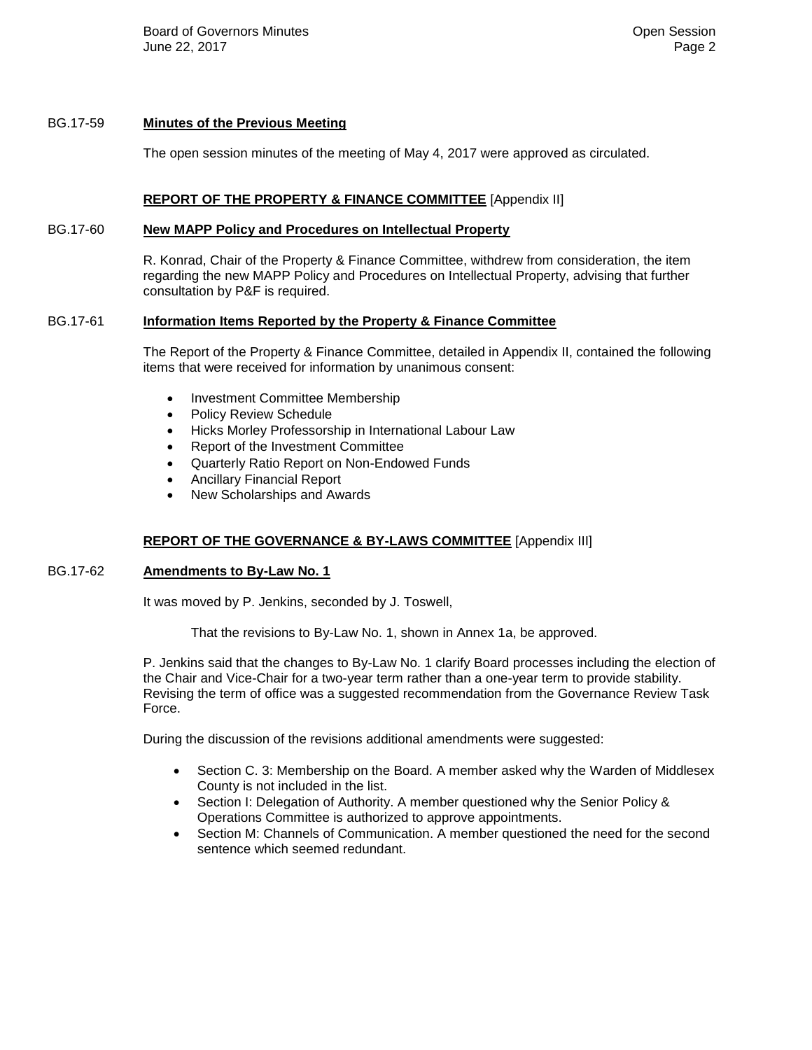BG.17-59 **Minutes of the Previous Meeting**

The open session minutes of the meeting of May 4, 2017 were approved as circulated.

## **REPORT OF THE PROPERTY & FINANCE COMMITTEE** [Appendix II]

BG.17-60 **New MAPP Policy and Procedures on Intellectual Property**

R. Konrad, Chair of the Property & Finance Committee, withdrew from consideration, the item regarding the new MAPP Policy and Procedures on Intellectual Property, advising that further consultation by P&F is required.

BG.17-61 **Information Items Reported by the Property & Finance Committee**

The Report of the Property & Finance Committee, detailed in Appendix II, contained the following items that were received for information by unanimous consent:

- Investment Committee Membership
- Policy Review Schedule
- Hicks Morley Professorship in International Labour Law
- Report of the Investment Committee
- Quarterly Ratio Report on Non-Endowed Funds
- Ancillary Financial Report
- New Scholarships and Awards

## **REPORT OF THE GOVERNANCE & BY-LAWS COMMITTEE** [Appendix III]

BG.17-62 **Amendments to By-Law No. 1**

It was moved by P. Jenkins, seconded by J. Toswell,

> That the revisions to By-Law No. 1, shown in Annex 1a, be approved.

P. Jenkins said that the changes to By-Law No. 1 clarify Board processes including the election of the Chair and Vice-Chair for a two-year term rather than a one-year term to provide stability. Revising the term of office was a suggested recommendation from the Governance Review Task Force.

During the discussion of the revisions additional amendments were suggested:

- Section C. 3: Membership on the Board. A member asked why the Warden of Middlesex County is not included in the list.
- Section I: Delegation of Authority. A member questioned why the Senior Policy & Operations Committee is authorized to approve appointments.
- Section M: Channels of Communication. A member questioned the need for the second sentence which seemed redundant.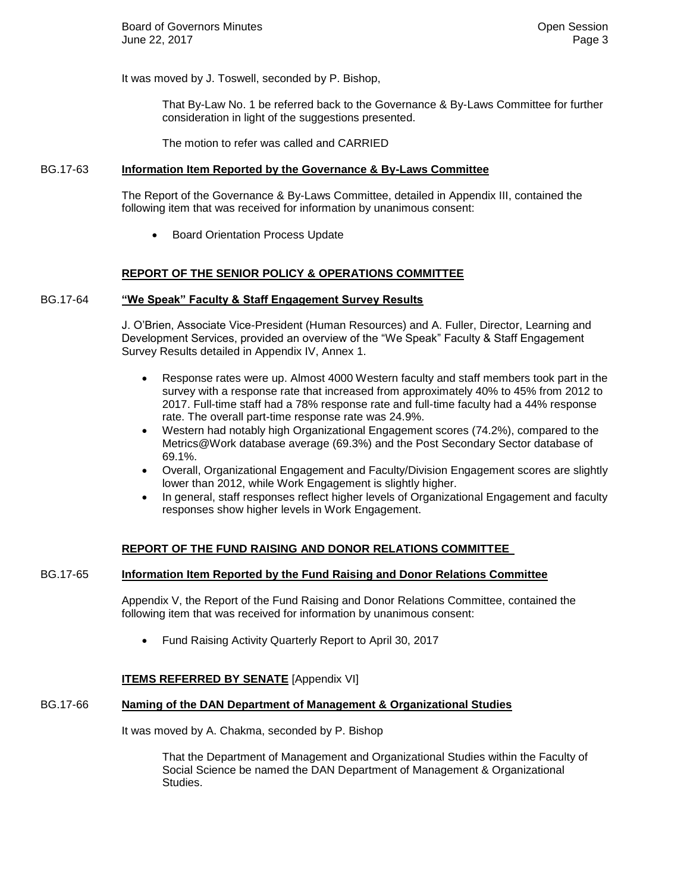It was moved by J. Toswell, seconded by P. Bishop,

> That By-Law No. 1 be referred back to the Governance & By-Laws Committee for further consideration in light of the suggestions presented.
>
> The motion to refer was called and CARRIED

**BG.17-63 <u>Information Item Reported by the Governance & By-Laws Committee</u>**

The Report of the Governance & By-Laws Committee, detailed in Appendix III, contained the following item that was received for information by unanimous consent:

- Board Orientation Process Update

## REPORT OF THE SENIOR POLICY & OPERATIONS COMMITTEE

**BG.17-64 <u>"We Speak" Faculty & Staff Engagement Survey Results</u>**

J. O'Brien, Associate Vice-President (Human Resources) and A. Fuller, Director, Learning and Development Services, provided an overview of the "We Speak" Faculty & Staff Engagement Survey Results detailed in Appendix IV, Annex 1.

- Response rates were up. Almost 4000 Western faculty and staff members took part in the survey with a response rate that increased from approximately 40% to 45% from 2012 to 2017. Full-time staff had a 78% response rate and full-time faculty had a 44% response rate. The overall part-time response rate was 24.9%.
- Western had notably high Organizational Engagement scores (74.2%), compared to the Metrics@Work database average (69.3%) and the Post Secondary Sector database of 69.1%.
- Overall, Organizational Engagement and Faculty/Division Engagement scores are slightly lower than 2012, while Work Engagement is slightly higher.
- In general, staff responses reflect higher levels of Organizational Engagement and faculty responses show higher levels in Work Engagement.

## REPORT OF THE FUND RAISING AND DONOR RELATIONS COMMITTEE

**BG.17-65 <u>Information Item Reported by the Fund Raising and Donor Relations Committee</u>**

Appendix V, the Report of the Fund Raising and Donor Relations Committee, contained the following item that was received for information by unanimous consent:

- Fund Raising Activity Quarterly Report to April 30, 2017

## ITEMS REFERRED BY SENATE [Appendix VI]

**BG.17-66 <u>Naming of the DAN Department of Management & Organizational Studies</u>**

It was moved by A. Chakma, seconded by P. Bishop

> That the Department of Management and Organizational Studies within the Faculty of Social Science be named the DAN Department of Management & Organizational Studies.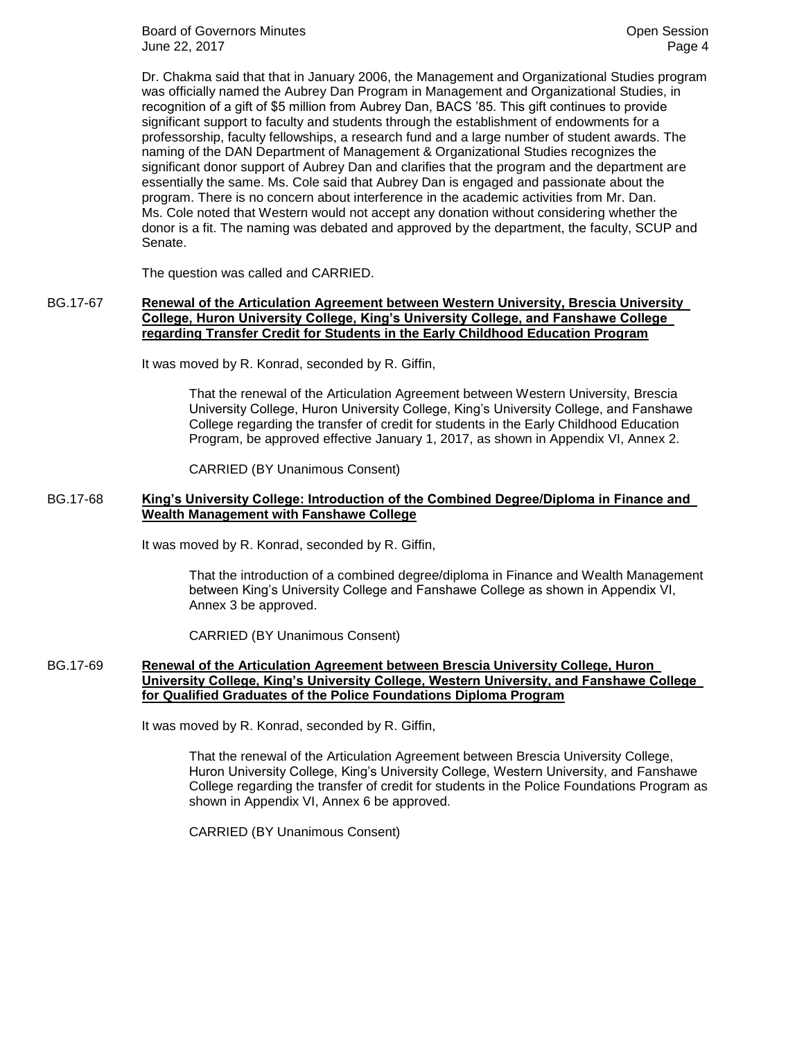Dr. Chakma said that that in January 2006, the Management and Organizational Studies program was officially named the Aubrey Dan Program in Management and Organizational Studies, in recognition of a gift of $5 million from Aubrey Dan, BACS '85. This gift continues to provide significant support to faculty and students through the establishment of endowments for a professorship, faculty fellowships, a research fund and a large number of student awards. The naming of the DAN Department of Management & Organizational Studies recognizes the significant donor support of Aubrey Dan and clarifies that the program and the department are essentially the same. Ms. Cole said that Aubrey Dan is engaged and passionate about the program. There is no concern about interference in the academic activities from Mr. Dan. Ms. Cole noted that Western would not accept any donation without considering whether the donor is a fit. The naming was debated and approved by the department, the faculty, SCUP and Senate.

The question was called and CARRIED.

BG.17-67 **Renewal of the Articulation Agreement between Western University, Brescia University College, Huron University College, King's University College, and Fanshawe College regarding Transfer Credit for Students in the Early Childhood Education Program**

It was moved by R. Konrad, seconded by R. Giffin,

> That the renewal of the Articulation Agreement between Western University, Brescia University College, Huron University College, King's University College, and Fanshawe College regarding the transfer of credit for students in the Early Childhood Education Program, be approved effective January 1, 2017, as shown in Appendix VI, Annex 2.
>
> CARRIED (BY Unanimous Consent)

BG.17-68 **King's University College: Introduction of the Combined Degree/Diploma in Finance and Wealth Management with Fanshawe College**

It was moved by R. Konrad, seconded by R. Giffin,

> That the introduction of a combined degree/diploma in Finance and Wealth Management between King's University College and Fanshawe College as shown in Appendix VI, Annex 3 be approved.
>
> CARRIED (BY Unanimous Consent)

BG.17-69 **Renewal of the Articulation Agreement between Brescia University College, Huron University College, King's University College, Western University, and Fanshawe College for Qualified Graduates of the Police Foundations Diploma Program**

It was moved by R. Konrad, seconded by R. Giffin,

> That the renewal of the Articulation Agreement between Brescia University College, Huron University College, King's University College, Western University, and Fanshawe College regarding the transfer of credit for students in the Police Foundations Program as shown in Appendix VI, Annex 6 be approved.
>
> CARRIED (BY Unanimous Consent)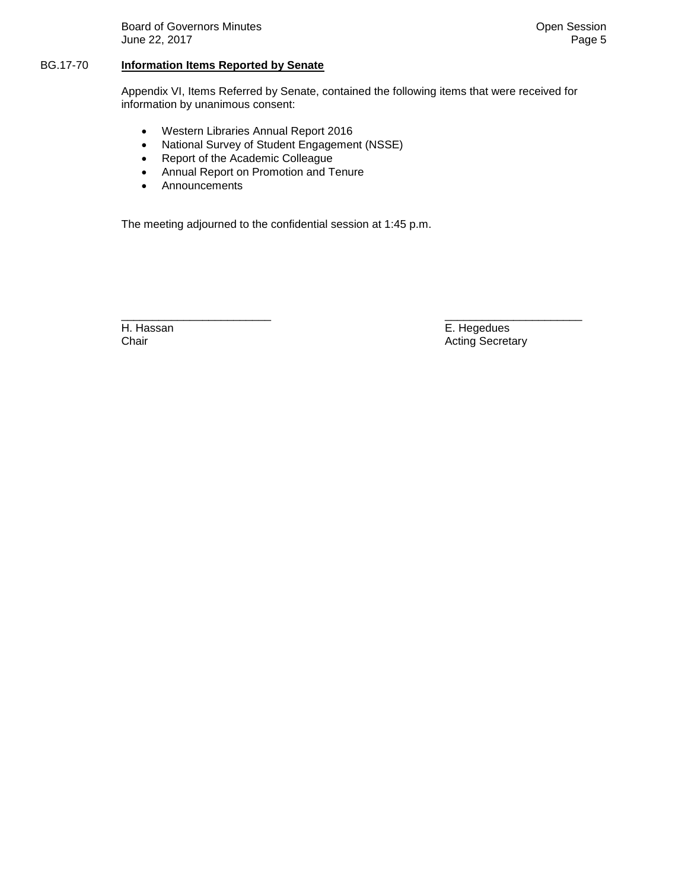BG.17-70 **Information Items Reported by Senate**

Appendix VI, Items Referred by Senate, contained the following items that were received for information by unanimous consent:

- Western Libraries Annual Report 2016
- National Survey of Student Engagement (NSSE)
- Report of the Academic Colleague
- Annual Report on Promotion and Tenure
- Announcements

The meeting adjourned to the confidential session at 1:45 p.m.

| | |
|---|---|
| ________________________ | ______________________ |
| H. Hassan | E. Hegedues |
| Chair | Acting Secretary |